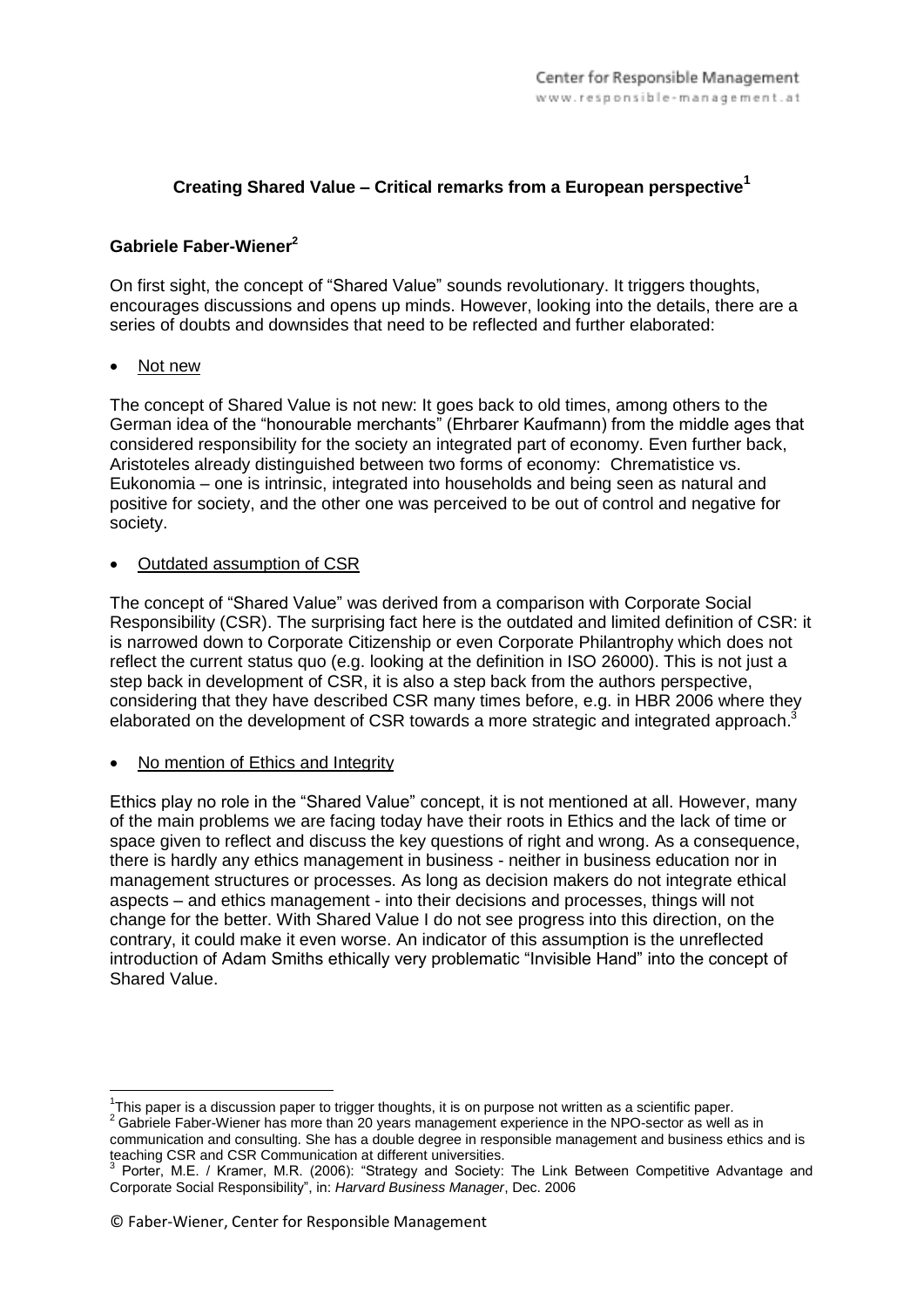# Creating Shared Value – Critical remarks from a European perspective[1]

**Gabriele Faber-Wiener[2]**

On first sight, the concept of "Shared Value" sounds revolutionary. It triggers thoughts, encourages discussions and opens up minds. However, looking into the details, there are a series of doubts and downsides that need to be reflected and further elaborated:

- Not new

The concept of Shared Value is not new: It goes back to old times, among others to the German idea of the "honourable merchants" (Ehrbarer Kaufmann) from the middle ages that considered responsibility for the society an integrated part of economy. Even further back, Aristoteles already distinguished between two forms of economy: Chrematistice vs. Eukonomia – one is intrinsic, integrated into households and being seen as natural and positive for society, and the other one was perceived to be out of control and negative for society.

- Outdated assumption of CSR

The concept of "Shared Value" was derived from a comparison with Corporate Social Responsibility (CSR). The surprising fact here is the outdated and limited definition of CSR: it is narrowed down to Corporate Citizenship or even Corporate Philantrophy which does not reflect the current status quo (e.g. looking at the definition in ISO 26000). This is not just a step back in development of CSR, it is also a step back from the authors perspective, considering that they have described CSR many times before, e.g. in HBR 2006 where they elaborated on the development of CSR towards a more strategic and integrated approach.[3]

- No mention of Ethics and Integrity

Ethics play no role in the "Shared Value" concept, it is not mentioned at all. However, many of the main problems we are facing today have their roots in Ethics and the lack of time or space given to reflect and discuss the key questions of right and wrong. As a consequence, there is hardly any ethics management in business - neither in business education nor in management structures or processes. As long as decision makers do not integrate ethical aspects – and ethics management - into their decisions and processes, things will not change for the better. With Shared Value I do not see progress into this direction, on the contrary, it could make it even worse. An indicator of this assumption is the unreflected introduction of Adam Smiths ethically very problematic "Invisible Hand" into the concept of Shared Value.

---

[1] This paper is a discussion paper to trigger thoughts, it is on purpose not written as a scientific paper.

[2] Gabriele Faber-Wiener has more than 20 years management experience in the NPO-sector as well as in communication and consulting. She has a double degree in responsible management and business ethics and is teaching CSR and CSR Communication at different universities.

[3] Porter, M.E. / Kramer, M.R. (2006): "Strategy and Society: The Link Between Competitive Advantage and Corporate Social Responsibility", in: *Harvard Business Manager*, Dec. 2006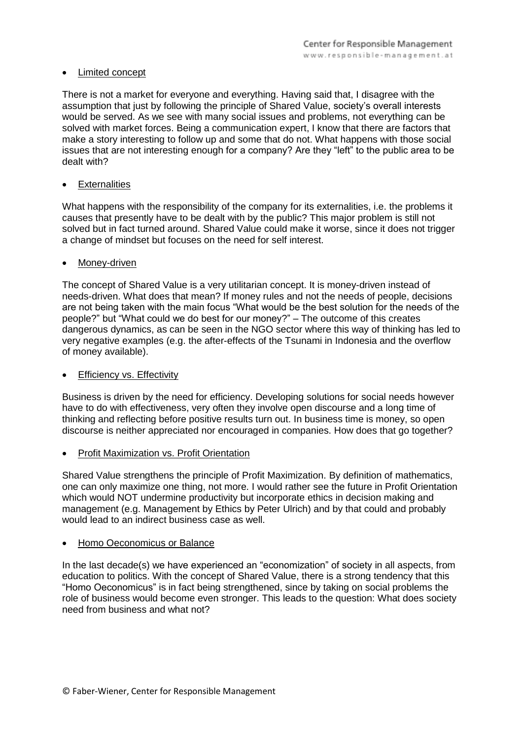- <u>Limited concept</u>

There is not a market for everyone and everything. Having said that, I disagree with the assumption that just by following the principle of Shared Value, society's overall interests would be served. As we see with many social issues and problems, not everything can be solved with market forces. Being a communication expert, I know that there are factors that make a story interesting to follow up and some that do not. What happens with those social issues that are not interesting enough for a company? Are they "left" to the public area to be dealt with?

- <u>Externalities</u>

What happens with the responsibility of the company for its externalities, i.e. the problems it causes that presently have to be dealt with by the public? This major problem is still not solved but in fact turned around. Shared Value could make it worse, since it does not trigger a change of mindset but focuses on the need for self interest.

- <u>Money-driven</u>

The concept of Shared Value is a very utilitarian concept. It is money-driven instead of needs-driven. What does that mean? If money rules and not the needs of people, decisions are not being taken with the main focus "What would be the best solution for the needs of the people?" but "What could we do best for our money?" – The outcome of this creates dangerous dynamics, as can be seen in the NGO sector where this way of thinking has led to very negative examples (e.g. the after-effects of the Tsunami in Indonesia and the overflow of money available).

- <u>Efficiency vs. Effectivity</u>

Business is driven by the need for efficiency. Developing solutions for social needs however have to do with effectiveness, very often they involve open discourse and a long time of thinking and reflecting before positive results turn out. In business time is money, so open discourse is neither appreciated nor encouraged in companies. How does that go together?

- <u>Profit Maximization vs. Profit Orientation</u>

Shared Value strengthens the principle of Profit Maximization. By definition of mathematics, one can only maximize one thing, not more. I would rather see the future in Profit Orientation which would NOT undermine productivity but incorporate ethics in decision making and management (e.g. Management by Ethics by Peter Ulrich) and by that could and probably would lead to an indirect business case as well.

- <u>Homo Oeconomicus or Balance</u>

In the last decade(s) we have experienced an "economization" of society in all aspects, from education to politics. With the concept of Shared Value, there is a strong tendency that this "Homo Oeconomicus" is in fact being strengthened, since by taking on social problems the role of business would become even stronger. This leads to the question: What does society need from business and what not?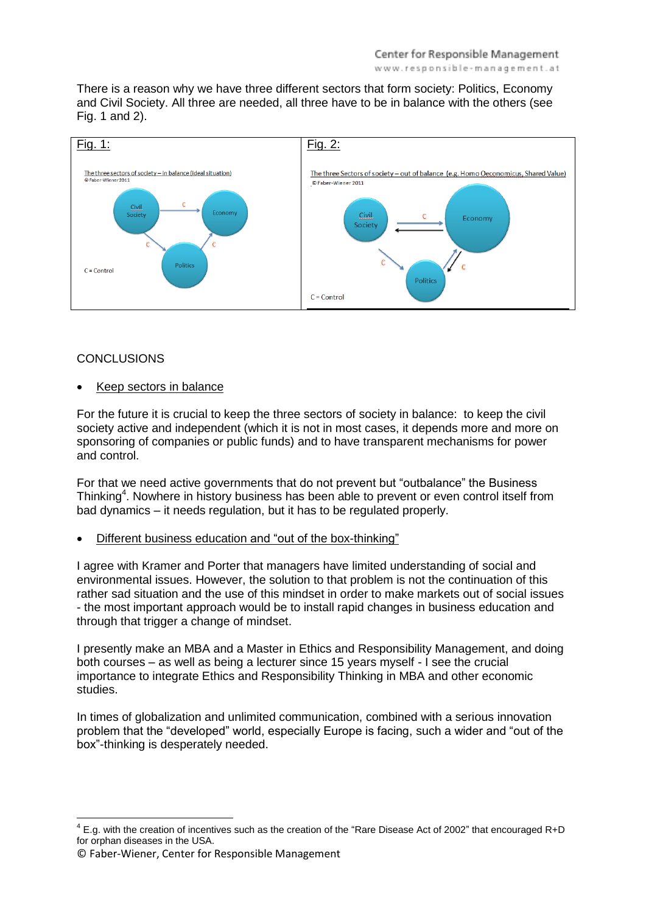There is a reason why we have three different sectors that form society: Politics, Economy and Civil Society. All three are needed, all three have to be in balance with the others (see Fig. 1 and 2).

Fig. 1:

The three sectors of society – in balance (ideal situation)
© Faber-Wiener 2011

Civil Society
C
Economy
C
C
Politics
C = Control

Fig. 2:

The three Sectors of society – out of balance (e.g. Homo Oeconomicus, Shared Value)
© Faber-Wiener 2011

Civil Society
C
Economy
C
C
Politics
C = Control

CONCLUSIONS

- Keep sectors in balance

For the future it is crucial to keep the three sectors of society in balance: to keep the civil society active and independent (which it is not in most cases, it depends more and more on sponsoring of companies or public funds) and to have transparent mechanisms for power and control.

For that we need active governments that do not prevent but "outbalance" the Business Thinking[4]. Nowhere in history business has been able to prevent or even control itself from bad dynamics – it needs regulation, but it has to be regulated properly.

- Different business education and "out of the box-thinking"

I agree with Kramer and Porter that managers have limited understanding of social and environmental issues. However, the solution to that problem is not the continuation of this rather sad situation and the use of this mindset in order to make markets out of social issues - the most important approach would be to install rapid changes in business education and through that trigger a change of mindset.

I presently make an MBA and a Master in Ethics and Responsibility Management, and doing both courses – as well as being a lecturer since 15 years myself - I see the crucial importance to integrate Ethics and Responsibility Thinking in MBA and other economic studies.

In times of globalization and unlimited communication, combined with a serious innovation problem that the "developed" world, especially Europe is facing, such a wider and "out of the box"-thinking is desperately needed.

[4] E.g. with the creation of incentives such as the creation of the "Rare Disease Act of 2002" that encouraged R+D for orphan diseases in the USA.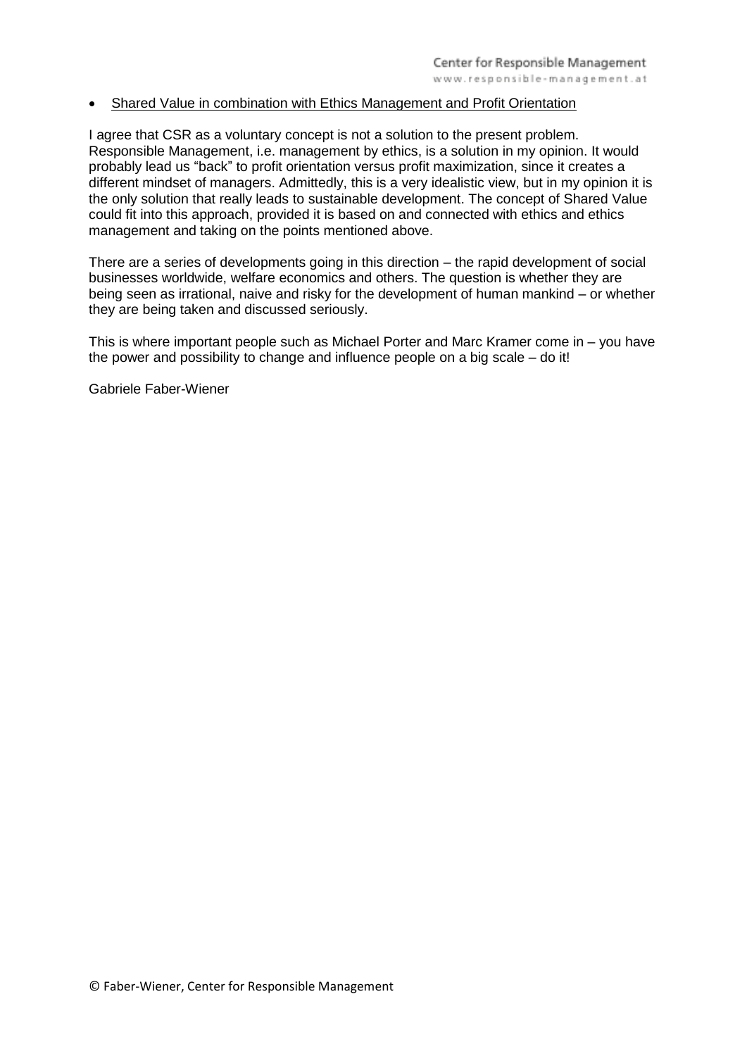- Shared Value in combination with Ethics Management and Profit Orientation

I agree that CSR as a voluntary concept is not a solution to the present problem. Responsible Management, i.e. management by ethics, is a solution in my opinion. It would probably lead us "back" to profit orientation versus profit maximization, since it creates a different mindset of managers. Admittedly, this is a very idealistic view, but in my opinion it is the only solution that really leads to sustainable development. The concept of Shared Value could fit into this approach, provided it is based on and connected with ethics and ethics management and taking on the points mentioned above.

There are a series of developments going in this direction – the rapid development of social businesses worldwide, welfare economics and others. The question is whether they are being seen as irrational, naive and risky for the development of human mankind – or whether they are being taken and discussed seriously.

This is where important people such as Michael Porter and Marc Kramer come in – you have the power and possibility to change and influence people on a big scale – do it!

Gabriele Faber-Wiener